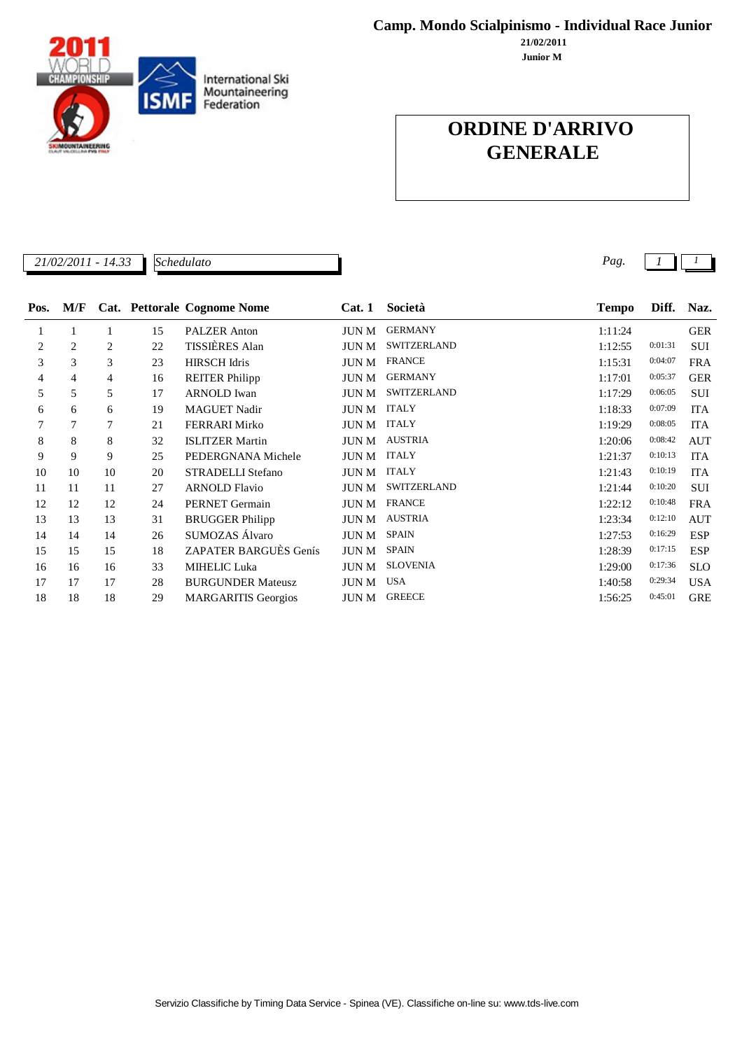# Camp. Mondo Scialpinismo - Individual Race Junior

**21/02/2011**

**Junior M**

## ORDINE D'ARRIVO GENERALE

*21/02/2011 - 14.33* *Schedulato*

| Pos. | M/F | Cat. | Pettorale | Cognome Nome | Cat. 1 | Società | Tempo | Diff. | Naz. |
|---|---|---|---|---|---|---|---|---|---|
| 1 | 1 | 1 | 15 | PALZER Anton | JUN M | GERMANY | 1:11:24 | | GER |
| 2 | 2 | 2 | 22 | TISSIÈRES Alan | JUN M | SWITZERLAND | 1:12:55 | 0:01:31 | SUI |
| 3 | 3 | 3 | 23 | HIRSCH Idris | JUN M | FRANCE | 1:15:31 | 0:04:07 | FRA |
| 4 | 4 | 4 | 16 | REITER Philipp | JUN M | GERMANY | 1:17:01 | 0:05:37 | GER |
| 5 | 5 | 5 | 17 | ARNOLD Iwan | JUN M | SWITZERLAND | 1:17:29 | 0:06:05 | SUI |
| 6 | 6 | 6 | 19 | MAGUET Nadir | JUN M | ITALY | 1:18:33 | 0:07:09 | ITA |
| 7 | 7 | 7 | 21 | FERRARI Mirko | JUN M | ITALY | 1:19:29 | 0:08:05 | ITA |
| 8 | 8 | 8 | 32 | ISLITZER Martin | JUN M | AUSTRIA | 1:20:06 | 0:08:42 | AUT |
| 9 | 9 | 9 | 25 | PEDERGNANA Michele | JUN M | ITALY | 1:21:37 | 0:10:13 | ITA |
| 10 | 10 | 10 | 20 | STRADELLI Stefano | JUN M | ITALY | 1:21:43 | 0:10:19 | ITA |
| 11 | 11 | 11 | 27 | ARNOLD Flavio | JUN M | SWITZERLAND | 1:21:44 | 0:10:20 | SUI |
| 12 | 12 | 12 | 24 | PERNET Germain | JUN M | FRANCE | 1:22:12 | 0:10:48 | FRA |
| 13 | 13 | 13 | 31 | BRUGGER Philipp | JUN M | AUSTRIA | 1:23:34 | 0:12:10 | AUT |
| 14 | 14 | 14 | 26 | SUMOZAS Álvaro | JUN M | SPAIN | 1:27:53 | 0:16:29 | ESP |
| 15 | 15 | 15 | 18 | ZAPATER BARGUÈS Genís | JUN M | SPAIN | 1:28:39 | 0:17:15 | ESP |
| 16 | 16 | 16 | 33 | MIHELIC Luka | JUN M | SLOVENIA | 1:29:00 | 0:17:36 | SLO |
| 17 | 17 | 17 | 28 | BURGUNDER Mateusz | JUN M | USA | 1:40:58 | 0:29:34 | USA |
| 18 | 18 | 18 | 29 | MARGARITIS Georgios | JUN M | GREECE | 1:56:25 | 0:45:01 | GRE |

Servizio Classifiche by Timing Data Service - Spinea (VE). Classifiche on-line su: www.tds-live.com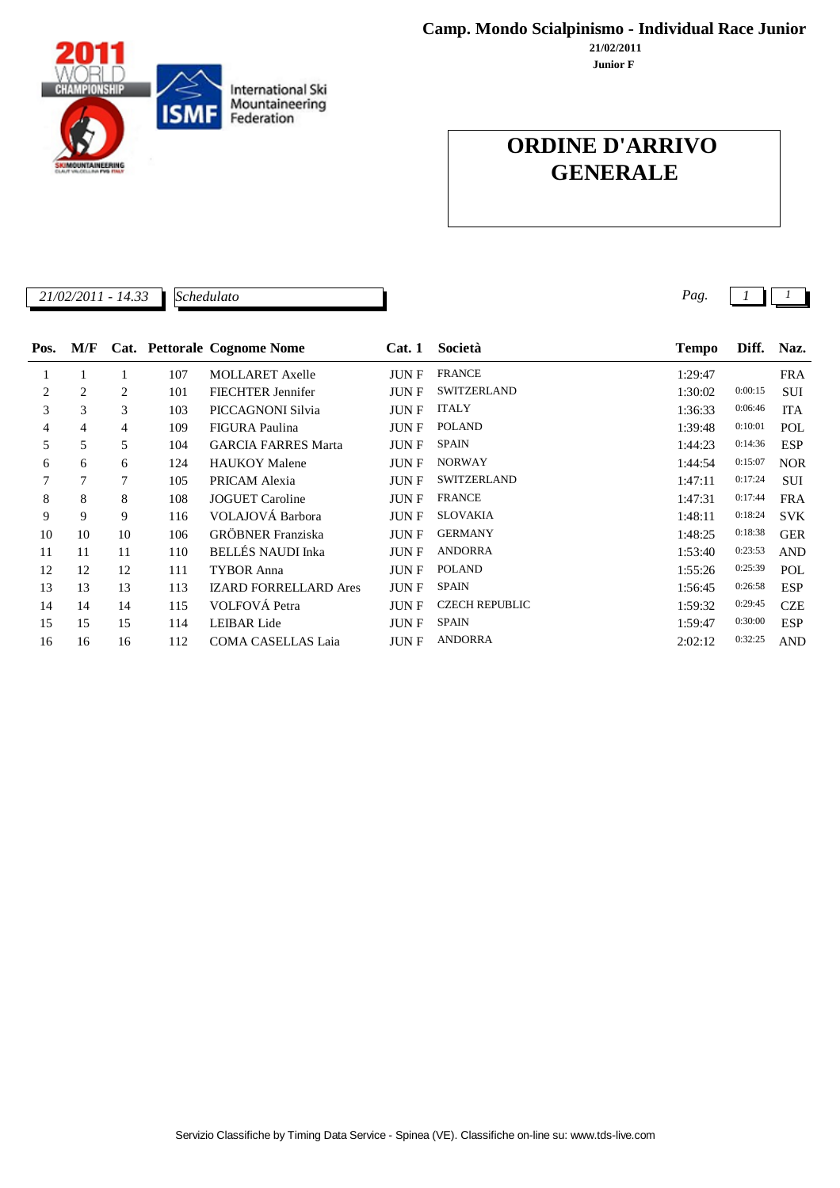**Camp. Mondo Scialpinismo - Individual Race Junior**

**21/02/2011**

**Junior F**

# ORDINE D'ARRIVO GENERALE

*21/02/2011 - 14.33* | *Schedulato*

| Pos. | M/F | Cat. | Pettorale | Cognome Nome | Cat. 1 | Società | Tempo | Diff. | Naz. |
|---|---|---|---|---|---|---|---|---|---|
| 1 | 1 | 1 | 107 | MOLLARET Axelle | JUN F | FRANCE | 1:29:47 | | FRA |
| 2 | 2 | 2 | 101 | FIECHTER Jennifer | JUN F | SWITZERLAND | 1:30:02 | 0:00:15 | SUI |
| 3 | 3 | 3 | 103 | PICCAGNONI Silvia | JUN F | ITALY | 1:36:33 | 0:06:46 | ITA |
| 4 | 4 | 4 | 109 | FIGURA Paulina | JUN F | POLAND | 1:39:48 | 0:10:01 | POL |
| 5 | 5 | 5 | 104 | GARCIA FARRES Marta | JUN F | SPAIN | 1:44:23 | 0:14:36 | ESP |
| 6 | 6 | 6 | 124 | HAUKOY Malene | JUN F | NORWAY | 1:44:54 | 0:15:07 | NOR |
| 7 | 7 | 7 | 105 | PRICAM Alexia | JUN F | SWITZERLAND | 1:47:11 | 0:17:24 | SUI |
| 8 | 8 | 8 | 108 | JOGUET Caroline | JUN F | FRANCE | 1:47:31 | 0:17:44 | FRA |
| 9 | 9 | 9 | 116 | VOLAJOVÁ Barbora | JUN F | SLOVAKIA | 1:48:11 | 0:18:24 | SVK |
| 10 | 10 | 10 | 106 | GRÖBNER Franziska | JUN F | GERMANY | 1:48:25 | 0:18:38 | GER |
| 11 | 11 | 11 | 110 | BELLÉS NAUDI Inka | JUN F | ANDORRA | 1:53:40 | 0:23:53 | AND |
| 12 | 12 | 12 | 111 | TYBOR Anna | JUN F | POLAND | 1:55:26 | 0:25:39 | POL |
| 13 | 13 | 13 | 113 | IZARD FORRELLARD Ares | JUN F | SPAIN | 1:56:45 | 0:26:58 | ESP |
| 14 | 14 | 14 | 115 | VOLFOVÁ Petra | JUN F | CZECH REPUBLIC | 1:59:32 | 0:29:45 | CZE |
| 15 | 15 | 15 | 114 | LEIBAR Lide | JUN F | SPAIN | 1:59:47 | 0:30:00 | ESP |
| 16 | 16 | 16 | 112 | COMA CASELLAS Laia | JUN F | ANDORRA | 2:02:12 | 0:32:25 | AND |

Servizio Classifiche by Timing Data Service - Spinea (VE). Classifiche on-line su: www.tds-live.com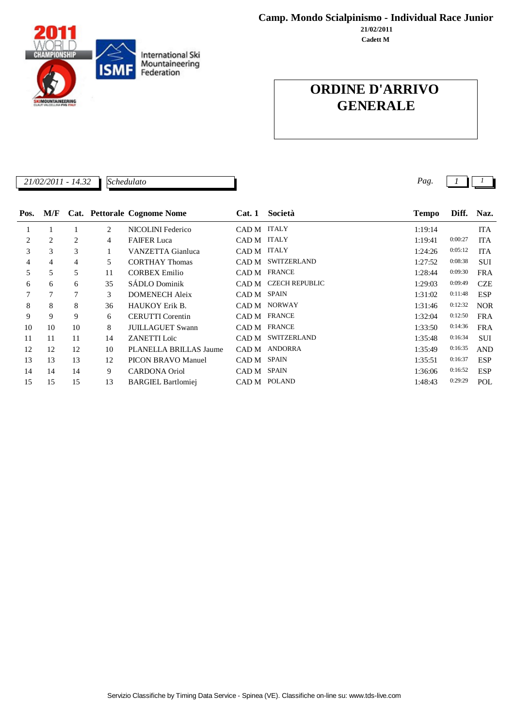**Camp. Mondo Scialpinismo - Individual Race Junior**

**21/02/2011**

**Cadett M**

# ORDINE D'ARRIVO GENERALE

*21/02/2011 - 14.32* *Schedulato* *Pag.* *1* *1*

| Pos. | M/F | Cat. | Pettorale | Cognome Nome | Cat. 1 | Società | Tempo | Diff. | Naz. |
|---|---|---|---|---|---|---|---|---|---|
| 1 | 1 | 1 | 2 | NICOLINI Federico | CAD M | ITALY | 1:19:14 | | ITA |
| 2 | 2 | 2 | 4 | FAIFER Luca | CAD M | ITALY | 1:19:41 | 0:00:27 | ITA |
| 3 | 3 | 3 | 1 | VANZETTA Gianluca | CAD M | ITALY | 1:24:26 | 0:05:12 | ITA |
| 4 | 4 | 4 | 5 | CORTHAY Thomas | CAD M | SWITZERLAND | 1:27:52 | 0:08:38 | SUI |
| 5 | 5 | 5 | 11 | CORBEX Emilio | CAD M | FRANCE | 1:28:44 | 0:09:30 | FRA |
| 6 | 6 | 6 | 35 | SÁDLO Dominik | CAD M | CZECH REPUBLIC | 1:29:03 | 0:09:49 | CZE |
| 7 | 7 | 7 | 3 | DOMENECH Aleix | CAD M | SPAIN | 1:31:02 | 0:11:48 | ESP |
| 8 | 8 | 8 | 36 | HAUKOY Erik B. | CAD M | NORWAY | 1:31:46 | 0:12:32 | NOR |
| 9 | 9 | 9 | 6 | CERUTTI Corentin | CAD M | FRANCE | 1:32:04 | 0:12:50 | FRA |
| 10 | 10 | 10 | 8 | JUILLAGUET Swann | CAD M | FRANCE | 1:33:50 | 0:14:36 | FRA |
| 11 | 11 | 11 | 14 | ZANETTI Loïc | CAD M | SWITZERLAND | 1:35:48 | 0:16:34 | SUI |
| 12 | 12 | 12 | 10 | PLANELLA BRILLAS Jaume | CAD M | ANDORRA | 1:35:49 | 0:16:35 | AND |
| 13 | 13 | 13 | 12 | PICON BRAVO Manuel | CAD M | SPAIN | 1:35:51 | 0:16:37 | ESP |
| 14 | 14 | 14 | 9 | CARDONA Oriol | CAD M | SPAIN | 1:36:06 | 0:16:52 | ESP |
| 15 | 15 | 15 | 13 | BARGIEL Bartlomiej | CAD M | POLAND | 1:48:43 | 0:29:29 | POL |

Servizio Classifiche by Timing Data Service - Spinea (VE). Classifiche on-line su: www.tds-live.com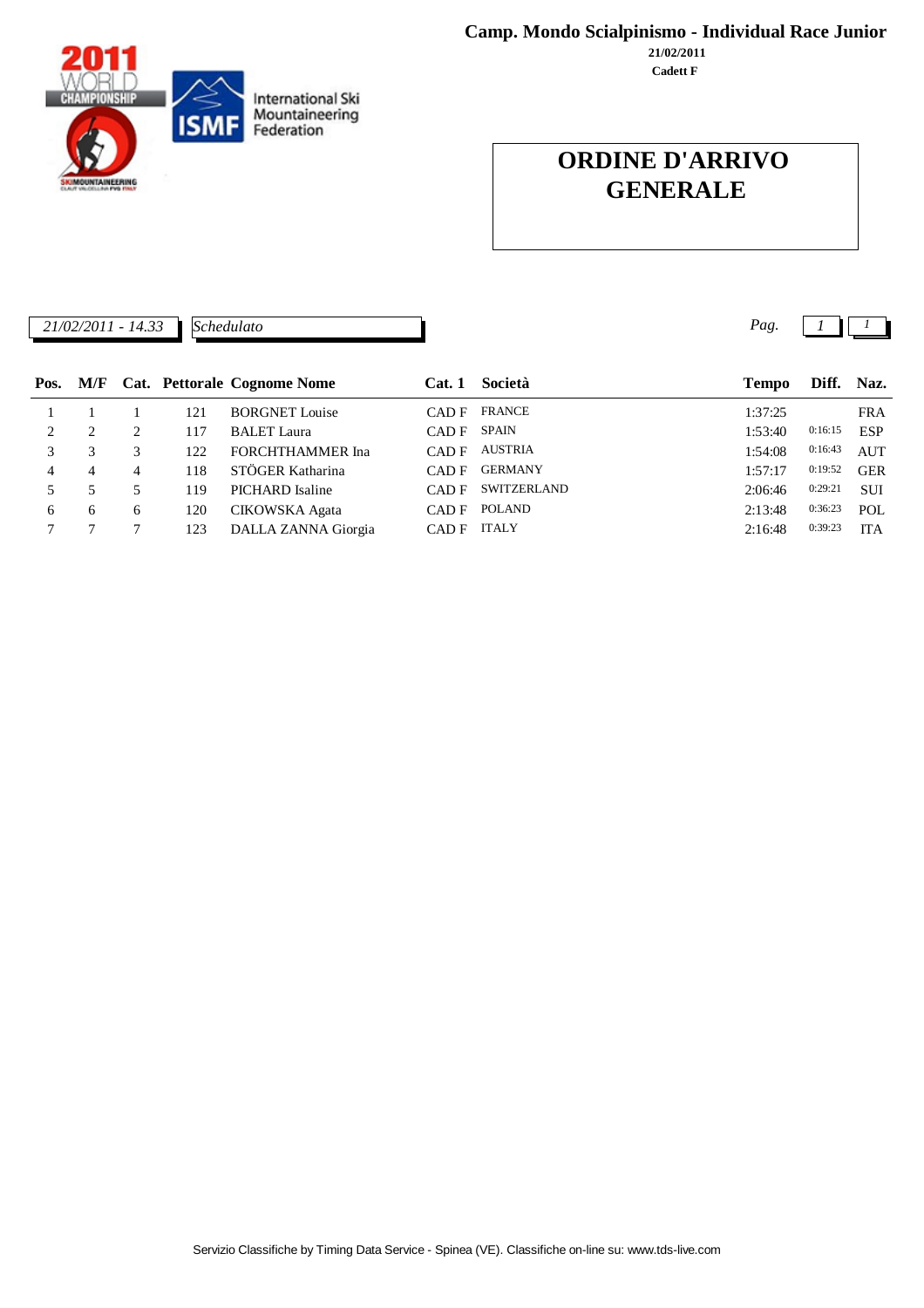**Camp. Mondo Scialpinismo - Individual Race Junior**

**21/02/2011**

**Cadett F**

# ORDINE D'ARRIVO GENERALE

*21/02/2011 - 14.33* | *Schedulato* | *Pag.* 1 / 1

| Pos. | M/F | Cat. | Pettorale | Cognome Nome | Cat. 1 | Società | Tempo | Diff. | Naz. |
|---|---|---|---|---|---|---|---|---|---|
| 1 | 1 | 1 | 121 | BORGNET Louise | CAD F | FRANCE | 1:37:25 | | FRA |
| 2 | 2 | 2 | 117 | BALET Laura | CAD F | SPAIN | 1:53:40 | 0:16:15 | ESP |
| 3 | 3 | 3 | 122 | FORCHTHAMMER Ina | CAD F | AUSTRIA | 1:54:08 | 0:16:43 | AUT |
| 4 | 4 | 4 | 118 | STÖGER Katharina | CAD F | GERMANY | 1:57:17 | 0:19:52 | GER |
| 5 | 5 | 5 | 119 | PICHARD Isaline | CAD F | SWITZERLAND | 2:06:46 | 0:29:21 | SUI |
| 6 | 6 | 6 | 120 | CIKOWSKA Agata | CAD F | POLAND | 2:13:48 | 0:36:23 | POL |
| 7 | 7 | 7 | 123 | DALLA ZANNA Giorgia | CAD F | ITALY | 2:16:48 | 0:39:23 | ITA |

Servizio Classifiche by Timing Data Service - Spinea (VE). Classifiche on-line su: www.tds-live.com